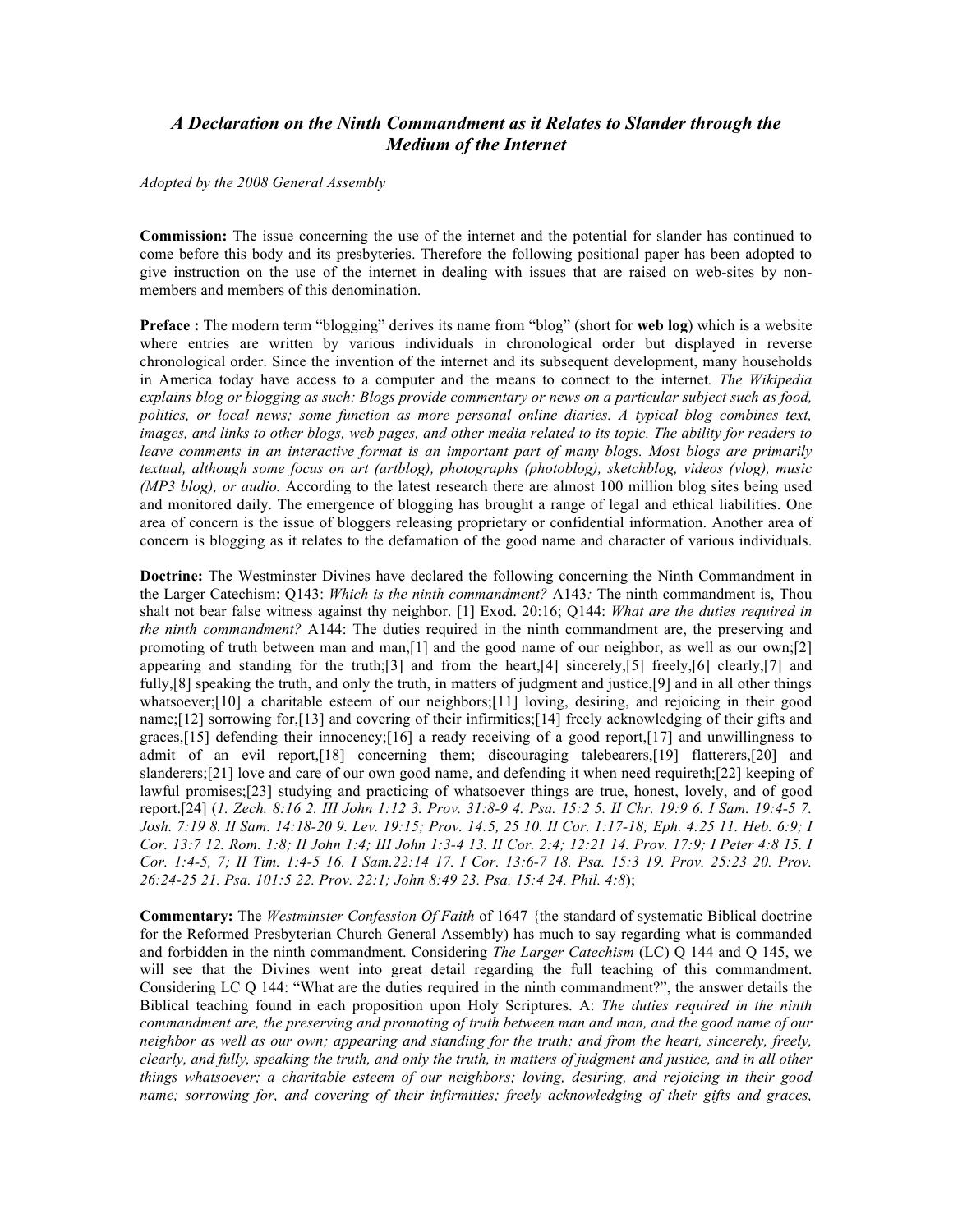## *A Declaration on the Ninth Commandment as it Relates to Slander through the Medium of the Internet*

*Adopted by the 2008 General Assembly*

**Commission:** The issue concerning the use of the internet and the potential for slander has continued to come before this body and its presbyteries. Therefore the following positional paper has been adopted to give instruction on the use of the internet in dealing with issues that are raised on web-sites by non-members and members of this denomination.

**Preface :** The modern term "blogging" derives its name from "blog" (short for **web log**) which is a website where entries are written by various individuals in chronological order but displayed in reverse chronological order. Since the invention of the internet and its subsequent development, many households in America today have access to a computer and the means to connect to the internet*. The Wikipedia explains blog or blogging as such: Blogs provide commentary or news on a particular subject such as food, politics, or local news; some function as more personal online diaries. A typical blog combines text, images, and links to other blogs, web pages, and other media related to its topic. The ability for readers to leave comments in an interactive format is an important part of many blogs. Most blogs are primarily textual, although some focus on art (artblog), photographs (photoblog), sketchblog, videos (vlog), music (MP3 blog), or audio.* According to the latest research there are almost 100 million blog sites being used and monitored daily. The emergence of blogging has brought a range of legal and ethical liabilities. One area of concern is the issue of bloggers releasing proprietary or confidential information. Another area of concern is blogging as it relates to the defamation of the good name and character of various individuals.

**Doctrine:** The Westminster Divines have declared the following concerning the Ninth Commandment in the Larger Catechism: Q143: *Which is the ninth commandment?* A143*:* The ninth commandment is, Thou shalt not bear false witness against thy neighbor. [1] Exod. 20:16; Q144: *What are the duties required in the ninth commandment?* A144: The duties required in the ninth commandment are, the preserving and promoting of truth between man and man,[1] and the good name of our neighbor, as well as our own;[2] appearing and standing for the truth;[3] and from the heart,[4] sincerely,[5] freely,[6] clearly,[7] and fully,[8] speaking the truth, and only the truth, in matters of judgment and justice,[9] and in all other things whatsoever;[10] a charitable esteem of our neighbors;[11] loving, desiring, and rejoicing in their good name;[12] sorrowing for,[13] and covering of their infirmities;[14] freely acknowledging of their gifts and graces,[15] defending their innocency;[16] a ready receiving of a good report,[17] and unwillingness to admit of an evil report,[18] concerning them; discouraging talebearers,[19] flatterers,[20] and slanderers;[21] love and care of our own good name, and defending it when need requireth;[22] keeping of lawful promises;[23] studying and practicing of whatsoever things are true, honest, lovely, and of good report.[24] (*1. Zech. 8:16 2. III John 1:12 3. Prov. 31:8-9 4. Psa. 15:2 5. II Chr. 19:9 6. I Sam. 19:4-5 7. Josh. 7:19 8. II Sam. 14:18-20 9. Lev. 19:15; Prov. 14:5, 25 10. II Cor. 1:17-18; Eph. 4:25 11. Heb. 6:9; I Cor. 13:7 12. Rom. 1:8; II John 1:4; III John 1:3-4 13. II Cor. 2:4; 12:21 14. Prov. 17:9; I Peter 4:8 15. I Cor. 1:4-5, 7; II Tim. 1:4-5 16. I Sam.22:14 17. I Cor. 13:6-7 18. Psa. 15:3 19. Prov. 25:23 20. Prov. 26:24-25 21. Psa. 101:5 22. Prov. 22:1; John 8:49 23. Psa. 15:4 24. Phil. 4:8*);

**Commentary:** The *Westminster Confession Of Faith* of 1647 {the standard of systematic Biblical doctrine for the Reformed Presbyterian Church General Assembly) has much to say regarding what is commanded and forbidden in the ninth commandment. Considering *The Larger Catechism* (LC) Q 144 and Q 145, we will see that the Divines went into great detail regarding the full teaching of this commandment. Considering LC Q 144: "What are the duties required in the ninth commandment?", the answer details the Biblical teaching found in each proposition upon Holy Scriptures. A: *The duties required in the ninth commandment are, the preserving and promoting of truth between man and man, and the good name of our neighbor as well as our own; appearing and standing for the truth; and from the heart, sincerely, freely, clearly, and fully, speaking the truth, and only the truth, in matters of judgment and justice, and in all other things whatsoever; a charitable esteem of our neighbors; loving, desiring, and rejoicing in their good name; sorrowing for, and covering of their infirmities; freely acknowledging of their gifts and graces,*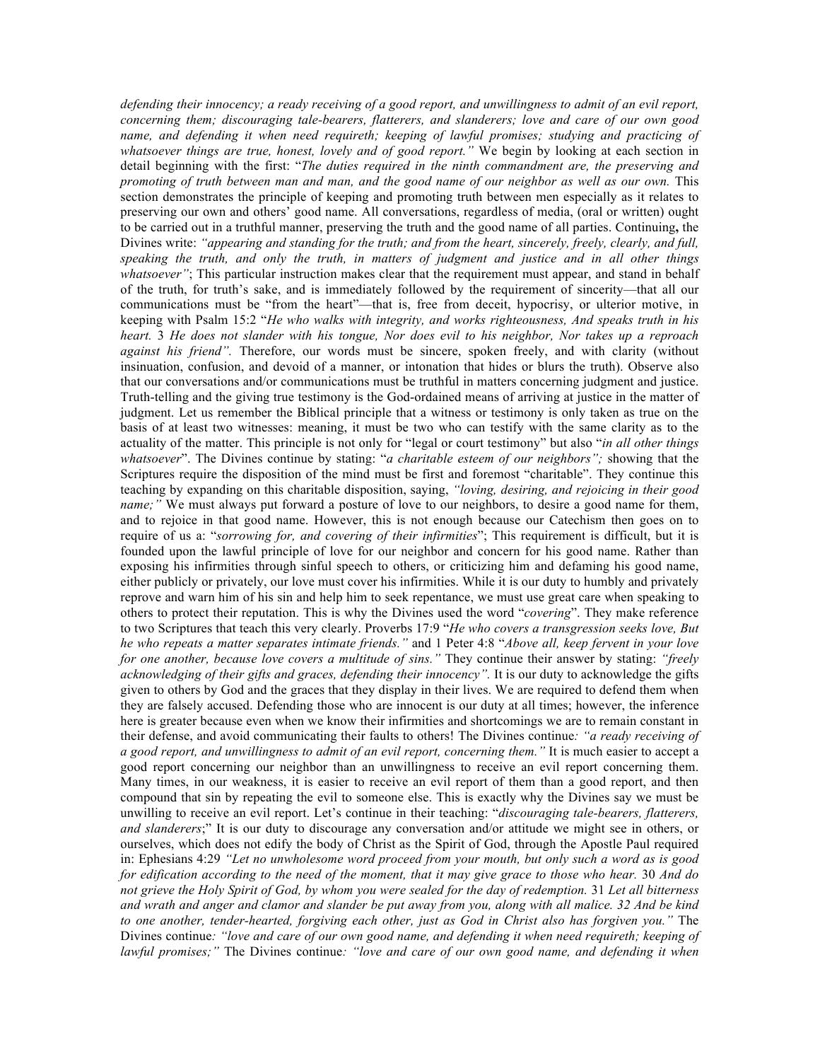*defending their innocency; a ready receiving of a good report, and unwillingness to admit of an evil report, concerning them; discouraging tale-bearers, flatterers, and slanderers; love and care of our own good name, and defending it when need requireth; keeping of lawful promises; studying and practicing of whatsoever things are true, honest, lovely and of good report."* We begin by looking at each section in detail beginning with the first: "*The duties required in the ninth commandment are, the preserving and promoting of truth between man and man, and the good name of our neighbor as well as our own.* This section demonstrates the principle of keeping and promoting truth between men especially as it relates to preserving our own and others' good name. All conversations, regardless of media, (oral or written) ought to be carried out in a truthful manner, preserving the truth and the good name of all parties. Continuing**,** the Divines write: *"appearing and standing for the truth; and from the heart, sincerely, freely, clearly, and full, speaking the truth, and only the truth, in matters of judgment and justice and in all other things whatsoever"*; This particular instruction makes clear that the requirement must appear, and stand in behalf of the truth, for truth's sake, and is immediately followed by the requirement of sincerity—that all our communications must be "from the heart"—that is, free from deceit, hypocrisy, or ulterior motive, in keeping with Psalm 15:2 "*He who walks with integrity, and works righteousness, And speaks truth in his heart.* 3 *He does not slander with his tongue, Nor does evil to his neighbor, Nor takes up a reproach against his friend".* Therefore, our words must be sincere, spoken freely, and with clarity (without insinuation, confusion, and devoid of a manner, or intonation that hides or blurs the truth). Observe also that our conversations and/or communications must be truthful in matters concerning judgment and justice. Truth-telling and the giving true testimony is the God-ordained means of arriving at justice in the matter of judgment. Let us remember the Biblical principle that a witness or testimony is only taken as true on the basis of at least two witnesses: meaning, it must be two who can testify with the same clarity as to the actuality of the matter. This principle is not only for "legal or court testimony" but also "*in all other things whatsoever*". The Divines continue by stating: "*a charitable esteem of our neighbors";* showing that the Scriptures require the disposition of the mind must be first and foremost "charitable". They continue this teaching by expanding on this charitable disposition, saying, *"loving, desiring, and rejoicing in their good name;"* We must always put forward a posture of love to our neighbors, to desire a good name for them, and to rejoice in that good name. However, this is not enough because our Catechism then goes on to require of us a: "*sorrowing for, and covering of their infirmities*"; This requirement is difficult, but it is founded upon the lawful principle of love for our neighbor and concern for his good name. Rather than exposing his infirmities through sinful speech to others, or criticizing him and defaming his good name, either publicly or privately, our love must cover his infirmities. While it is our duty to humbly and privately reprove and warn him of his sin and help him to seek repentance, we must use great care when speaking to others to protect their reputation. This is why the Divines used the word "*covering*". They make reference to two Scriptures that teach this very clearly. Proverbs 17:9 "*He who covers a transgression seeks love, But he who repeats a matter separates intimate friends."* and 1 Peter 4:8 "*Above all, keep fervent in your love for one another, because love covers a multitude of sins."* They continue their answer by stating: *"freely acknowledging of their gifts and graces, defending their innocency".* It is our duty to acknowledge the gifts given to others by God and the graces that they display in their lives. We are required to defend them when they are falsely accused. Defending those who are innocent is our duty at all times; however, the inference here is greater because even when we know their infirmities and shortcomings we are to remain constant in their defense, and avoid communicating their faults to others! The Divines continue*: "a ready receiving of a good report, and unwillingness to admit of an evil report, concerning them."* It is much easier to accept a good report concerning our neighbor than an unwillingness to receive an evil report concerning them. Many times, in our weakness, it is easier to receive an evil report of them than a good report, and then compound that sin by repeating the evil to someone else. This is exactly why the Divines say we must be unwilling to receive an evil report. Let's continue in their teaching: "*discouraging tale-bearers, flatterers, and slanderers*;" It is our duty to discourage any conversation and/or attitude we might see in others, or ourselves, which does not edify the body of Christ as the Spirit of God, through the Apostle Paul required in: Ephesians 4:29 *"Let no unwholesome word proceed from your mouth, but only such a word as is good for edification according to the need of the moment, that it may give grace to those who hear.* 30 *And do not grieve the Holy Spirit of God, by whom you were sealed for the day of redemption.* 31 *Let all bitterness and wrath and anger and clamor and slander be put away from you, along with all malice. 32 And be kind to one another, tender-hearted, forgiving each other, just as God in Christ also has forgiven you."* The Divines continue*: "love and care of our own good name, and defending it when need requireth; keeping of lawful promises;"* The Divines continue*: "love and care of our own good name, and defending it when*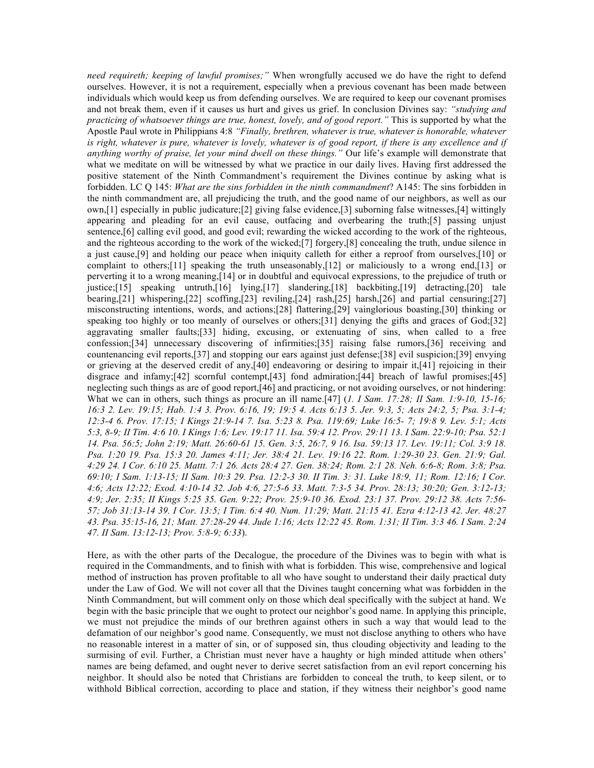*need requireth; keeping of lawful promises;"* When wrongfully accused we do have the right to defend ourselves. However, it is not a requirement, especially when a previous covenant has been made between individuals which would keep us from defending ourselves. We are required to keep our covenant promises and not break them, even if it causes us hurt and gives us grief. In conclusion Divines say: *"studying and practicing of whatsoever things are true, honest, lovely, and of good report."* This is supported by what the Apostle Paul wrote in Philippians 4:8 *"Finally, brethren, whatever is true, whatever is honorable, whatever is right, whatever is pure, whatever is lovely, whatever is of good report, if there is any excellence and if anything worthy of praise, let your mind dwell on these things."* Our life's example will demonstrate that what we meditate on will be witnessed by what we practice in our daily lives. Having first addressed the positive statement of the Ninth Commandment's requirement the Divines continue by asking what is forbidden. LC Q 145: *What are the sins forbidden in the ninth commandment*? A145: The sins forbidden in the ninth commandment are, all prejudicing the truth, and the good name of our neighbors, as well as our own,[1] especially in public judicature;[2] giving false evidence,[3] suborning false witnesses,[4] wittingly appearing and pleading for an evil cause, outfacing and overbearing the truth;[5] passing unjust sentence,[6] calling evil good, and good evil; rewarding the wicked according to the work of the righteous, and the righteous according to the work of the wicked;[7] forgery,[8] concealing the truth, undue silence in a just cause,[9] and holding our peace when iniquity calleth for either a reproof from ourselves,[10] or complaint to others;[11] speaking the truth unseasonably,[12] or maliciously to a wrong end,[13] or perverting it to a wrong meaning,[14] or in doubtful and equivocal expressions, to the prejudice of truth or justice;[15] speaking untruth,[16] lying,[17] slandering,[18] backbiting,[19] detracting,[20] tale bearing,[21] whispering,[22] scoffing,[23] reviling,[24] rash,[25] harsh,[26] and partial censuring;[27] misconstructing intentions, words, and actions;[28] flattering,[29] vainglorious boasting,[30] thinking or speaking too highly or too meanly of ourselves or others;[31] denying the gifts and graces of God;[32] aggravating smaller faults;[33] hiding, excusing, or extenuating of sins, when called to a free confession;[34] unnecessary discovering of infirmities;[35] raising false rumors,[36] receiving and countenancing evil reports,[37] and stopping our ears against just defense;[38] evil suspicion;[39] envying or grieving at the deserved credit of any,[40] endeavoring or desiring to impair it,[41] rejoicing in their disgrace and infamy;[42] scornful contempt,[43] fond admiration;[44] breach of lawful promises;[45] neglecting such things as are of good report,[46] and practicing, or not avoiding ourselves, or not hindering: What we can in others, such things as procure an ill name.[47] (*1. I Sam. 17:28; II Sam. 1:9-10, 15-16; 16:3 2. Lev. 19:15; Hab. 1:4 3. Prov. 6:16, 19; 19:5 4. Acts 6:13 5. Jer. 9:3, 5; Acts 24:2, 5; Psa. 3:1-4; 12:3-4 6. Prov. 17:15; I Kings 21:9-14 7. Isa. 5:23 8. Psa. 119:69; Luke 16:5- 7; 19:8 9. Lev. 5:1; Acts 5:3, 8-9; II Tim. 4:6 10. I Kings 1:6; Lev. 19:17 11. Isa. 59:4 12. Prov. 29:11 13. I Sam. 22:9-10; Psa. 52:1 14. Psa. 56:5; John 2:19; Matt. 26:60-61 15. Gen. 3:5, 26:7, 9 16. Isa. 59:13 17. Lev. 19:11; Col. 3:9 18. Psa. 1:20 19. Psa. 15:3 20. James 4:11; Jer. 38:4 21. Lev. 19:16 22. Rom. 1:29-30 23. Gen. 21:9; Gal. 4:29 24. I Cor. 6:10 25. Mattt. 7:1 26. Acts 28:4 27. Gen. 38:24; Rom. 2:1 28. Neh. 6:6-8; Rom. 3:8; Psa. 69:10; I Sam. 1:13-15; II Sam. 10:3 29. Psa. 12:2-3 30. II Tim. 3: 31. Luke 18:9, 11; Rom. 12:16; I Cor. 4:6; Acts 12:22; Exod. 4:10-14 32. Job 4:6, 27:5-6 33. Matt. 7:3-5 34. Prov. 28:13; 30:20; Gen. 3:12-13; 4:9; Jer. 2:35; II Kings 5:25 35. Gen. 9:22; Prov. 25:9-10 36. Exod. 23:1 37. Prov. 29:12 38. Acts 7:56-57; Job 31:13-14 39. I Cor. 13:5; I Tim. 6:4 40. Num. 11:29; Matt. 21:15 41. Ezra 4:12-13 42. Jer. 48:27 43. Psa. 35:15-16, 21; Matt. 27:28-29 44. Jude 1:16; Acts 12:22 45. Rom. 1:31; II Tim. 3:3 46. I Sam. 2:24 47. II Sam. 13:12-13; Prov. 5:8-9; 6:33*).

Here, as with the other parts of the Decalogue, the procedure of the Divines was to begin with what is required in the Commandments, and to finish with what is forbidden. This wise, comprehensive and logical method of instruction has proven profitable to all who have sought to understand their daily practical duty under the Law of God. We will not cover all that the Divines taught concerning what was forbidden in the Ninth Commandment, but will comment only on those which deal specifically with the subject at hand. We begin with the basic principle that we ought to protect our neighbor's good name. In applying this principle, we must not prejudice the minds of our brethren against others in such a way that would lead to the defamation of our neighbor's good name. Consequently, we must not disclose anything to others who have no reasonable interest in a matter of sin, or of supposed sin, thus clouding objectivity and leading to the surmising of evil. Further, a Christian must never have a haughty or high minded attitude when others' names are being defamed, and ought never to derive secret satisfaction from an evil report concerning his neighbor. It should also be noted that Christians are forbidden to conceal the truth, to keep silent, or to withhold Biblical correction, according to place and station, if they witness their neighbor's good name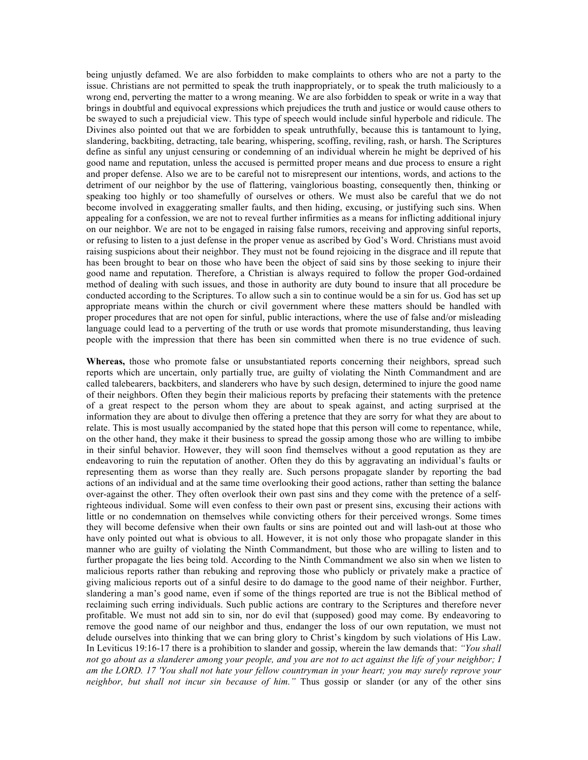being unjustly defamed. We are also forbidden to make complaints to others who are not a party to the issue. Christians are not permitted to speak the truth inappropriately, or to speak the truth maliciously to a wrong end, perverting the matter to a wrong meaning. We are also forbidden to speak or write in a way that brings in doubtful and equivocal expressions which prejudices the truth and justice or would cause others to be swayed to such a prejudicial view. This type of speech would include sinful hyperbole and ridicule. The Divines also pointed out that we are forbidden to speak untruthfully, because this is tantamount to lying, slandering, backbiting, detracting, tale bearing, whispering, scoffing, reviling, rash, or harsh. The Scriptures define as sinful any unjust censuring or condemning of an individual wherein he might be deprived of his good name and reputation, unless the accused is permitted proper means and due process to ensure a right and proper defense. Also we are to be careful not to misrepresent our intentions, words, and actions to the detriment of our neighbor by the use of flattering, vainglorious boasting, consequently then, thinking or speaking too highly or too shamefully of ourselves or others. We must also be careful that we do not become involved in exaggerating smaller faults, and then hiding, excusing, or justifying such sins. When appealing for a confession, we are not to reveal further infirmities as a means for inflicting additional injury on our neighbor. We are not to be engaged in raising false rumors, receiving and approving sinful reports, or refusing to listen to a just defense in the proper venue as ascribed by God's Word. Christians must avoid raising suspicions about their neighbor. They must not be found rejoicing in the disgrace and ill repute that has been brought to bear on those who have been the object of said sins by those seeking to injure their good name and reputation. Therefore, a Christian is always required to follow the proper God-ordained method of dealing with such issues, and those in authority are duty bound to insure that all procedure be conducted according to the Scriptures. To allow such a sin to continue would be a sin for us. God has set up appropriate means within the church or civil government where these matters should be handled with proper procedures that are not open for sinful, public interactions, where the use of false and/or misleading language could lead to a perverting of the truth or use words that promote misunderstanding, thus leaving people with the impression that there has been sin committed when there is no true evidence of such.

**Whereas,** those who promote false or unsubstantiated reports concerning their neighbors, spread such reports which are uncertain, only partially true, are guilty of violating the Ninth Commandment and are called talebearers, backbiters, and slanderers who have by such design, determined to injure the good name of their neighbors. Often they begin their malicious reports by prefacing their statements with the pretence of a great respect to the person whom they are about to speak against, and acting surprised at the information they are about to divulge then offering a pretence that they are sorry for what they are about to relate. This is most usually accompanied by the stated hope that this person will come to repentance, while, on the other hand, they make it their business to spread the gossip among those who are willing to imbibe in their sinful behavior. However, they will soon find themselves without a good reputation as they are endeavoring to ruin the reputation of another. Often they do this by aggravating an individual's faults or representing them as worse than they really are. Such persons propagate slander by reporting the bad actions of an individual and at the same time overlooking their good actions, rather than setting the balance over-against the other. They often overlook their own past sins and they come with the pretence of a self-righteous individual. Some will even confess to their own past or present sins, excusing their actions with little or no condemnation on themselves while convicting others for their perceived wrongs. Some times they will become defensive when their own faults or sins are pointed out and will lash-out at those who have only pointed out what is obvious to all. However, it is not only those who propagate slander in this manner who are guilty of violating the Ninth Commandment, but those who are willing to listen and to further propagate the lies being told. According to the Ninth Commandment we also sin when we listen to malicious reports rather than rebuking and reproving those who publicly or privately make a practice of giving malicious reports out of a sinful desire to do damage to the good name of their neighbor. Further, slandering a man's good name, even if some of the things reported are true is not the Biblical method of reclaiming such erring individuals. Such public actions are contrary to the Scriptures and therefore never profitable. We must not add sin to sin, nor do evil that (supposed) good may come. By endeavoring to remove the good name of our neighbor and thus, endanger the loss of our own reputation, we must not delude ourselves into thinking that we can bring glory to Christ's kingdom by such violations of His Law. In Leviticus 19:16-17 there is a prohibition to slander and gossip, wherein the law demands that: *"You shall not go about as a slanderer among your people, and you are not to act against the life of your neighbor; I am the LORD. 17 'You shall not hate your fellow countryman in your heart; you may surely reprove your neighbor, but shall not incur sin because of him."* Thus gossip or slander (or any of the other sins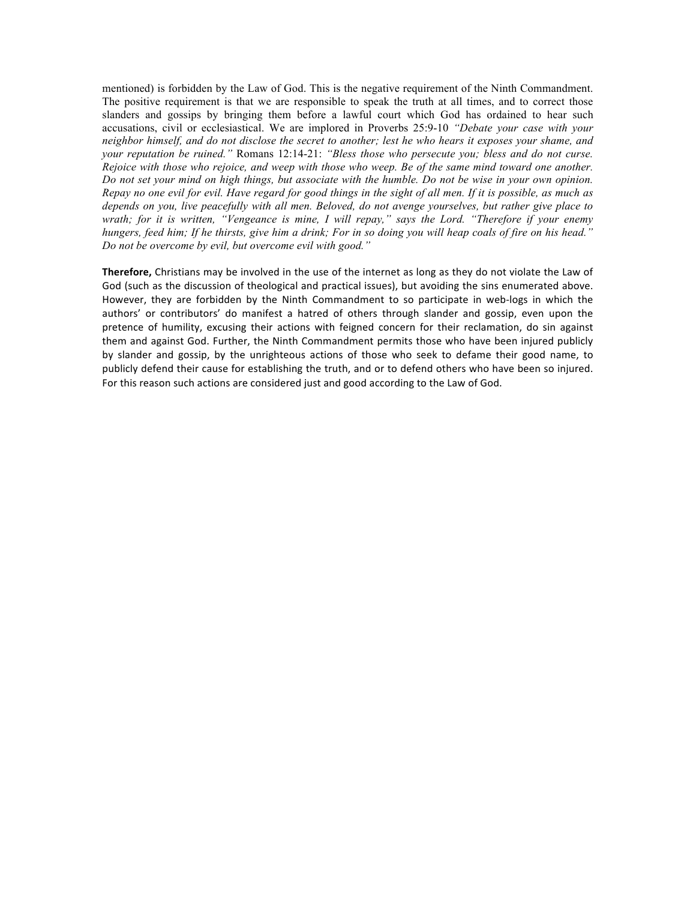mentioned) is forbidden by the Law of God. This is the negative requirement of the Ninth Commandment. The positive requirement is that we are responsible to speak the truth at all times, and to correct those slanders and gossips by bringing them before a lawful court which God has ordained to hear such accusations, civil or ecclesiastical. We are implored in Proverbs 25:9-10 *"Debate your case with your neighbor himself, and do not disclose the secret to another; lest he who hears it exposes your shame, and your reputation be ruined."* Romans 12:14-21: *"Bless those who persecute you; bless and do not curse. Rejoice with those who rejoice, and weep with those who weep. Be of the same mind toward one another. Do not set your mind on high things, but associate with the humble. Do not be wise in your own opinion. Repay no one evil for evil. Have regard for good things in the sight of all men. If it is possible, as much as depends on you, live peacefully with all men. Beloved, do not avenge yourselves, but rather give place to wrath; for it is written, "Vengeance is mine, I will repay," says the Lord. "Therefore if your enemy hungers, feed him; If he thirsts, give him a drink; For in so doing you will heap coals of fire on his head." Do not be overcome by evil, but overcome evil with good."*

**Therefore,** Christians may be involved in the use of the internet as long as they do not violate the Law of God (such as the discussion of theological and practical issues), but avoiding the sins enumerated above. However, they are forbidden by the Ninth Commandment to so participate in web-logs in which the authors' or contributors' do manifest a hatred of others through slander and gossip, even upon the pretence of humility, excusing their actions with feigned concern for their reclamation, do sin against them and against God. Further, the Ninth Commandment permits those who have been injured publicly by slander and gossip, by the unrighteous actions of those who seek to defame their good name, to publicly defend their cause for establishing the truth, and or to defend others who have been so injured. For this reason such actions are considered just and good according to the Law of God.